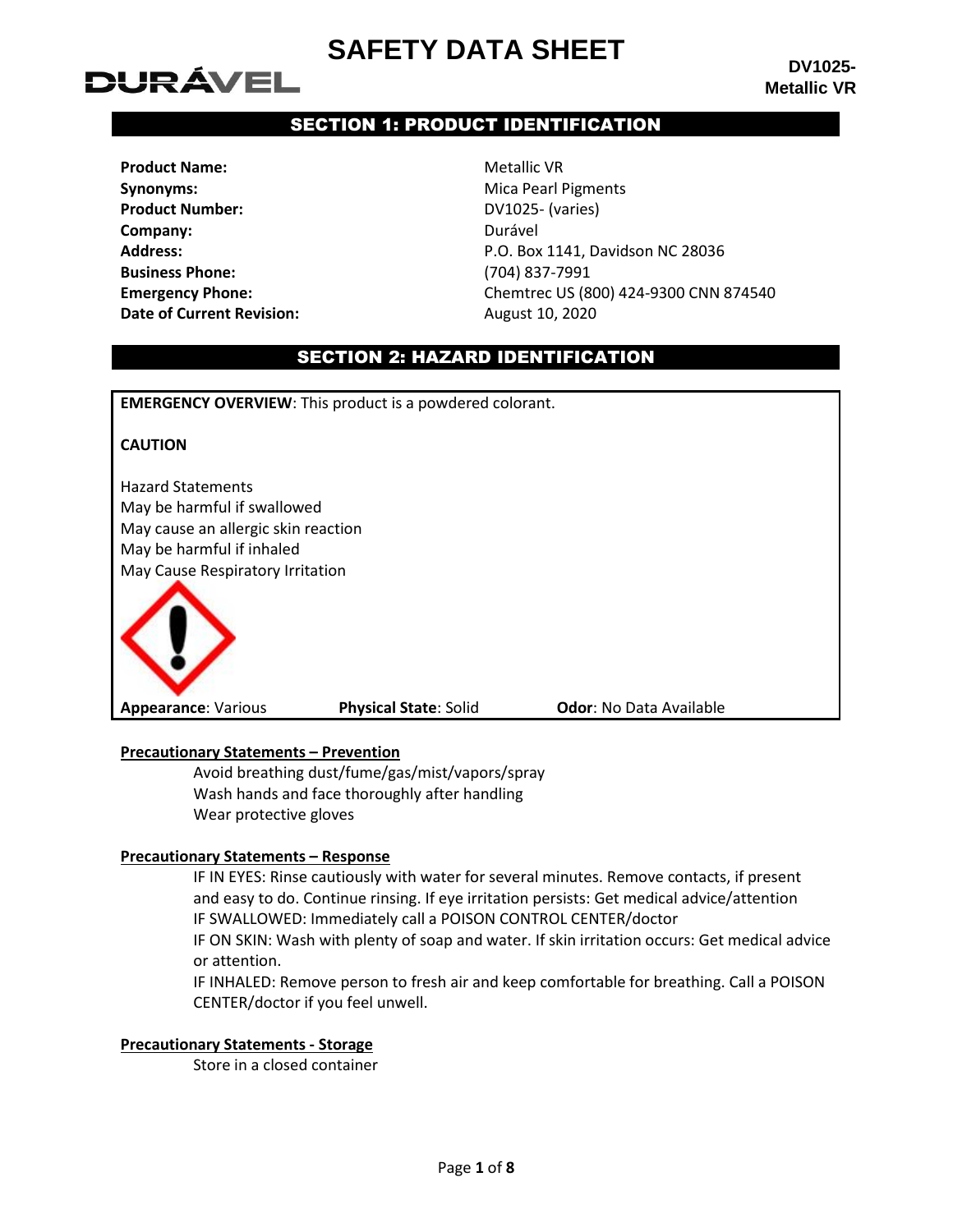# SAFETY DATA SHEET

**DURÁVEL**

**DV1025- Metallic VR**

## SECTION 1: PRODUCT IDENTIFICATION

| | |
|---|---|
| **Product Name:** | Metallic VR |
| **Synonyms:** | Mica Pearl Pigments |
| **Product Number:** | DV1025- (varies) |
| **Company:** | Durável |
| **Address:** | P.O. Box 1141, Davidson NC 28036 |
| **Business Phone:** | (704) 837-7991 |
| **Emergency Phone:** | Chemtrec US (800) 424-9300 CNN 874540 |
| **Date of Current Revision:** | August 10, 2020 |

## SECTION 2: HAZARD IDENTIFICATION

**EMERGENCY OVERVIEW**: This product is a powdered colorant.

**CAUTION**

Hazard Statements
May be harmful if swallowed
May cause an allergic skin reaction
May be harmful if inhaled
May Cause Respiratory Irritation

**Appearance**: Various **Physical State**: Solid **Odor**: No Data Available

**Precautionary Statements – Prevention**

Avoid breathing dust/fume/gas/mist/vapors/spray
Wash hands and face thoroughly after handling
Wear protective gloves

**Precautionary Statements – Response**

IF IN EYES: Rinse cautiously with water for several minutes. Remove contacts, if present and easy to do. Continue rinsing. If eye irritation persists: Get medical advice/attention
IF SWALLOWED: Immediately call a POISON CONTROL CENTER/doctor
IF ON SKIN: Wash with plenty of soap and water. If skin irritation occurs: Get medical advice or attention.
IF INHALED: Remove person to fresh air and keep comfortable for breathing. Call a POISON CENTER/doctor if you feel unwell.

**Precautionary Statements - Storage**

Store in a closed container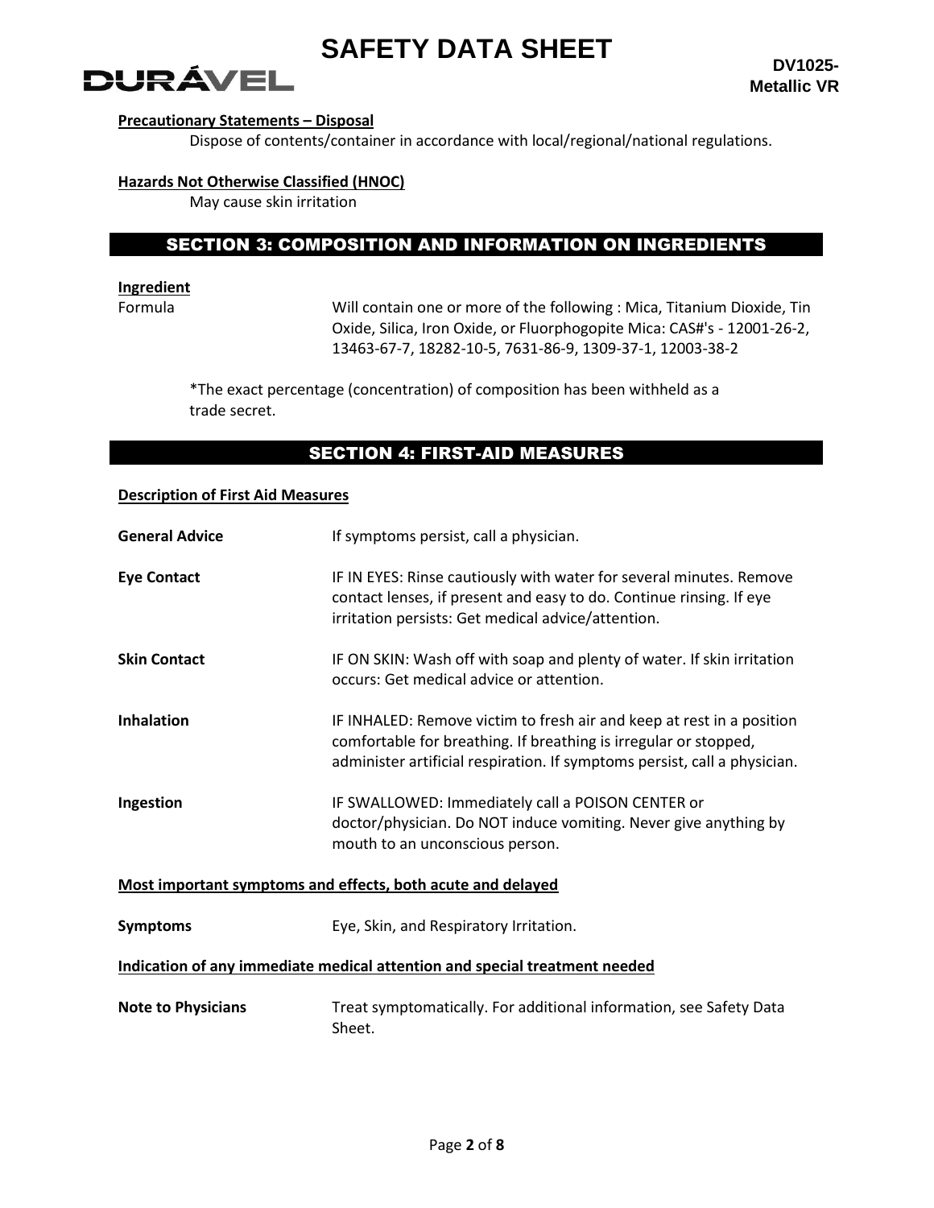**Precautionary Statements – Disposal**

Dispose of contents/container in accordance with local/regional/national regulations.

**Hazards Not Otherwise Classified (HNOC)**

May cause skin irritation

## SECTION 3: COMPOSITION AND INFORMATION ON INGREDIENTS

**Ingredient**

| | |
|---|---|
| Formula | Will contain one or more of the following : Mica, Titanium Dioxide, Tin Oxide, Silica, Iron Oxide, or Fluorphogopite Mica: CAS#'s - 12001-26-2, 13463-67-7, 18282-10-5, 7631-86-9, 1309-37-1, 12003-38-2 |

*The exact percentage (concentration) of composition has been withheld as a trade secret.

## SECTION 4: FIRST-AID MEASURES

**Description of First Aid Measures**

| | |
|---|---|
| **General Advice** | If symptoms persist, call a physician. |
| **Eye Contact** | IF IN EYES: Rinse cautiously with water for several minutes. Remove contact lenses, if present and easy to do. Continue rinsing. If eye irritation persists: Get medical advice/attention. |
| **Skin Contact** | IF ON SKIN: Wash off with soap and plenty of water. If skin irritation occurs: Get medical advice or attention. |
| **Inhalation** | IF INHALED: Remove victim to fresh air and keep at rest in a position comfortable for breathing. If breathing is irregular or stopped, administer artificial respiration. If symptoms persist, call a physician. |
| **Ingestion** | IF SWALLOWED: Immediately call a POISON CENTER or doctor/physician. Do NOT induce vomiting. Never give anything by mouth to an unconscious person. |

**Most important symptoms and effects, both acute and delayed**

| | |
|---|---|
| **Symptoms** | Eye, Skin, and Respiratory Irritation. |

**Indication of any immediate medical attention and special treatment needed**

| | |
|---|---|
| **Note to Physicians** | Treat symptomatically. For additional information, see Safety Data Sheet. |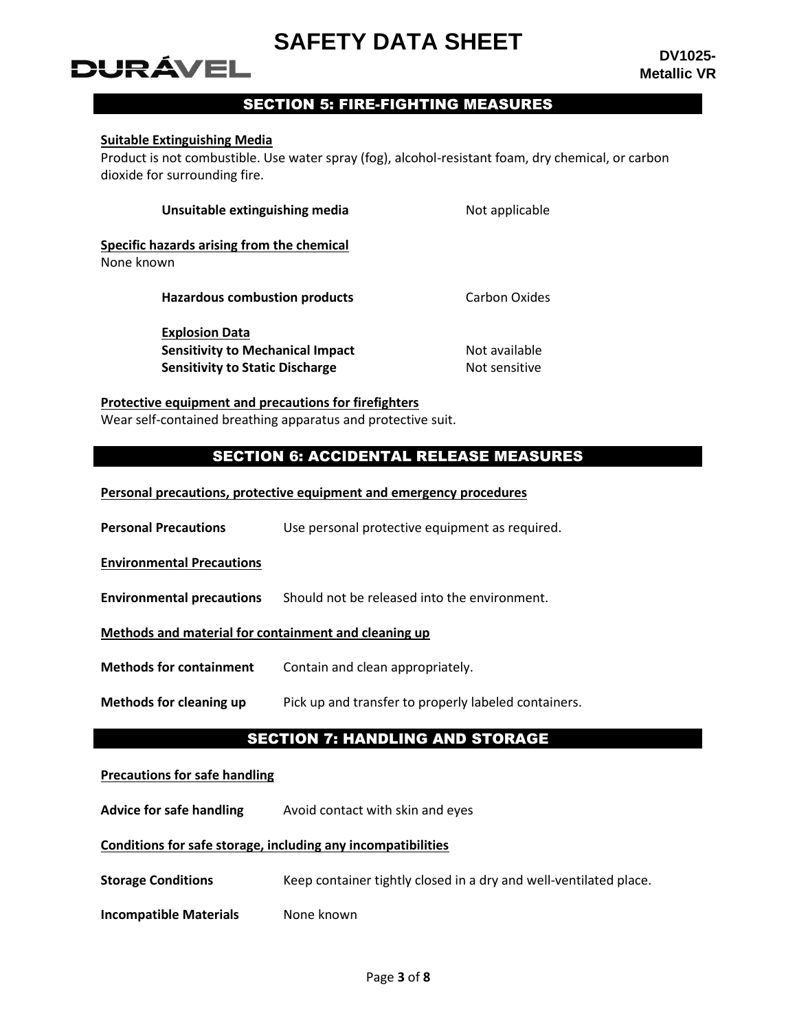## SECTION 5: FIRE-FIGHTING MEASURES

**Suitable Extinguishing Media**

Product is not combustible. Use water spray (fog), alcohol-resistant foam, dry chemical, or carbon dioxide for surrounding fire.

**Unsuitable extinguishing media** Not applicable

**Specific hazards arising from the chemical**

None known

**Hazardous combustion products** Carbon Oxides

**Explosion Data**

**Sensitivity to Mechanical Impact** Not available

**Sensitivity to Static Discharge** Not sensitive

**Protective equipment and precautions for firefighters**

Wear self-contained breathing apparatus and protective suit.

## SECTION 6: ACCIDENTAL RELEASE MEASURES

**Personal precautions, protective equipment and emergency procedures**

**Personal Precautions** Use personal protective equipment as required.

**Environmental Precautions**

**Environmental precautions** Should not be released into the environment.

**Methods and material for containment and cleaning up**

**Methods for containment** Contain and clean appropriately.

**Methods for cleaning up** Pick up and transfer to properly labeled containers.

## SECTION 7: HANDLING AND STORAGE

**Precautions for safe handling**

**Advice for safe handling** Avoid contact with skin and eyes

**Conditions for safe storage, including any incompatibilities**

**Storage Conditions** Keep container tightly closed in a dry and well-ventilated place.

**Incompatible Materials** None known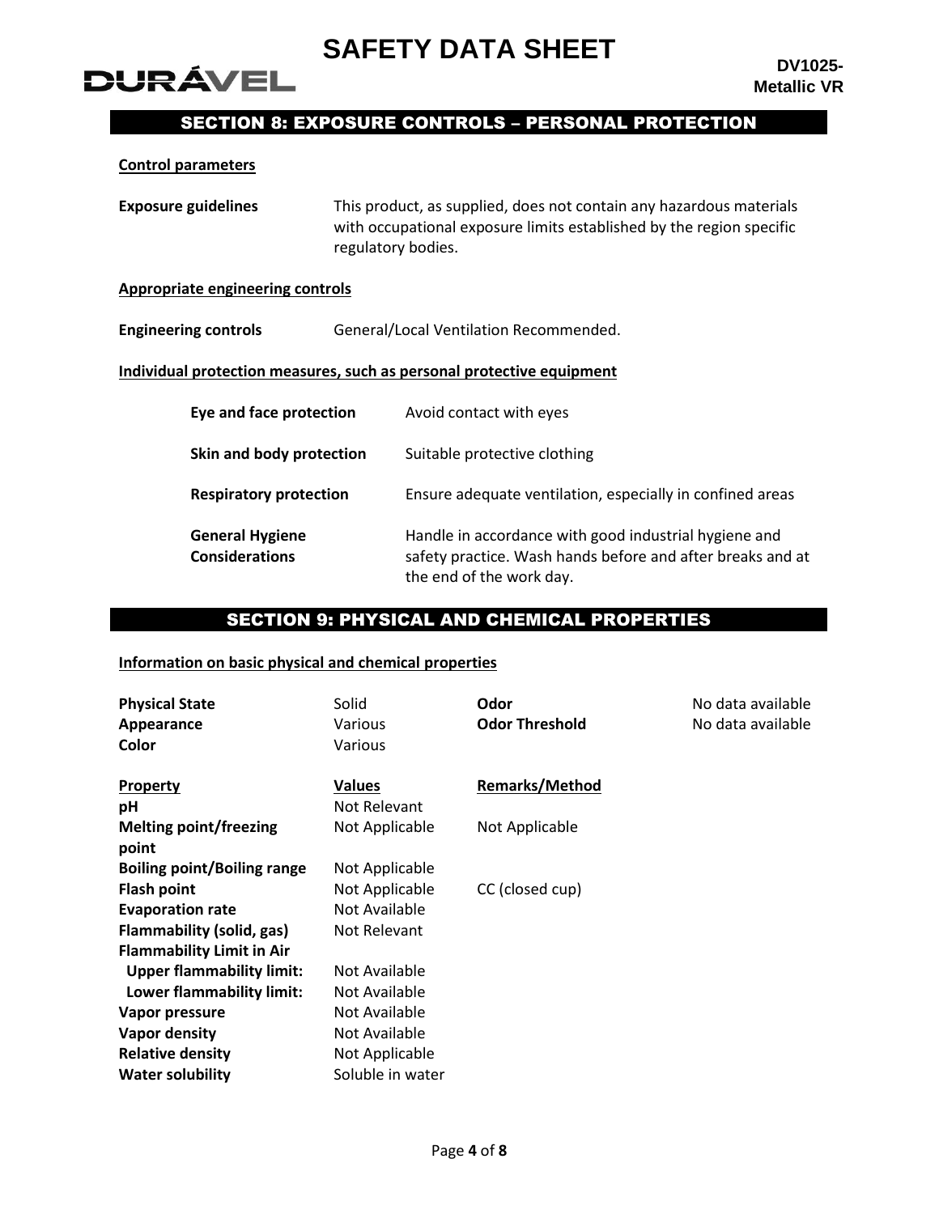## SECTION 8: EXPOSURE CONTROLS – PERSONAL PROTECTION

**Control parameters**

| | |
|---|---|
| **Exposure guidelines** | This product, as supplied, does not contain any hazardous materials with occupational exposure limits established by the region specific regulatory bodies. |

**Appropriate engineering controls**

| | |
|---|---|
| **Engineering controls** | General/Local Ventilation Recommended. |

**Individual protection measures, such as personal protective equipment**

| | |
|---|---|
| **Eye and face protection** | Avoid contact with eyes |
| **Skin and body protection** | Suitable protective clothing |
| **Respiratory protection** | Ensure adequate ventilation, especially in confined areas |
| **General Hygiene Considerations** | Handle in accordance with good industrial hygiene and safety practice. Wash hands before and after breaks and at the end of the work day. |

## SECTION 9: PHYSICAL AND CHEMICAL PROPERTIES

**Information on basic physical and chemical properties**

| | | | |
|---|---|---|---|
| **Physical State** | Solid | **Odor** | No data available |
| **Appearance** | Various | **Odor Threshold** | No data available |
| **Color** | Various | | |

| **Property** | **Values** | **Remarks/Method** |
|---|---|---|
| **pH** | Not Relevant | |
| **Melting point/freezing point** | Not Applicable | Not Applicable |
| **Boiling point/Boiling range** | Not Applicable | |
| **Flash point** | Not Applicable | CC (closed cup) |
| **Evaporation rate** | Not Available | |
| **Flammability (solid, gas)** | Not Relevant | |
| **Flammability Limit in Air** | | |
| **Upper flammability limit:** | Not Available | |
| **Lower flammability limit:** | Not Available | |
| **Vapor pressure** | Not Available | |
| **Vapor density** | Not Available | |
| **Relative density** | Not Applicable | |
| **Water solubility** | Soluble in water | |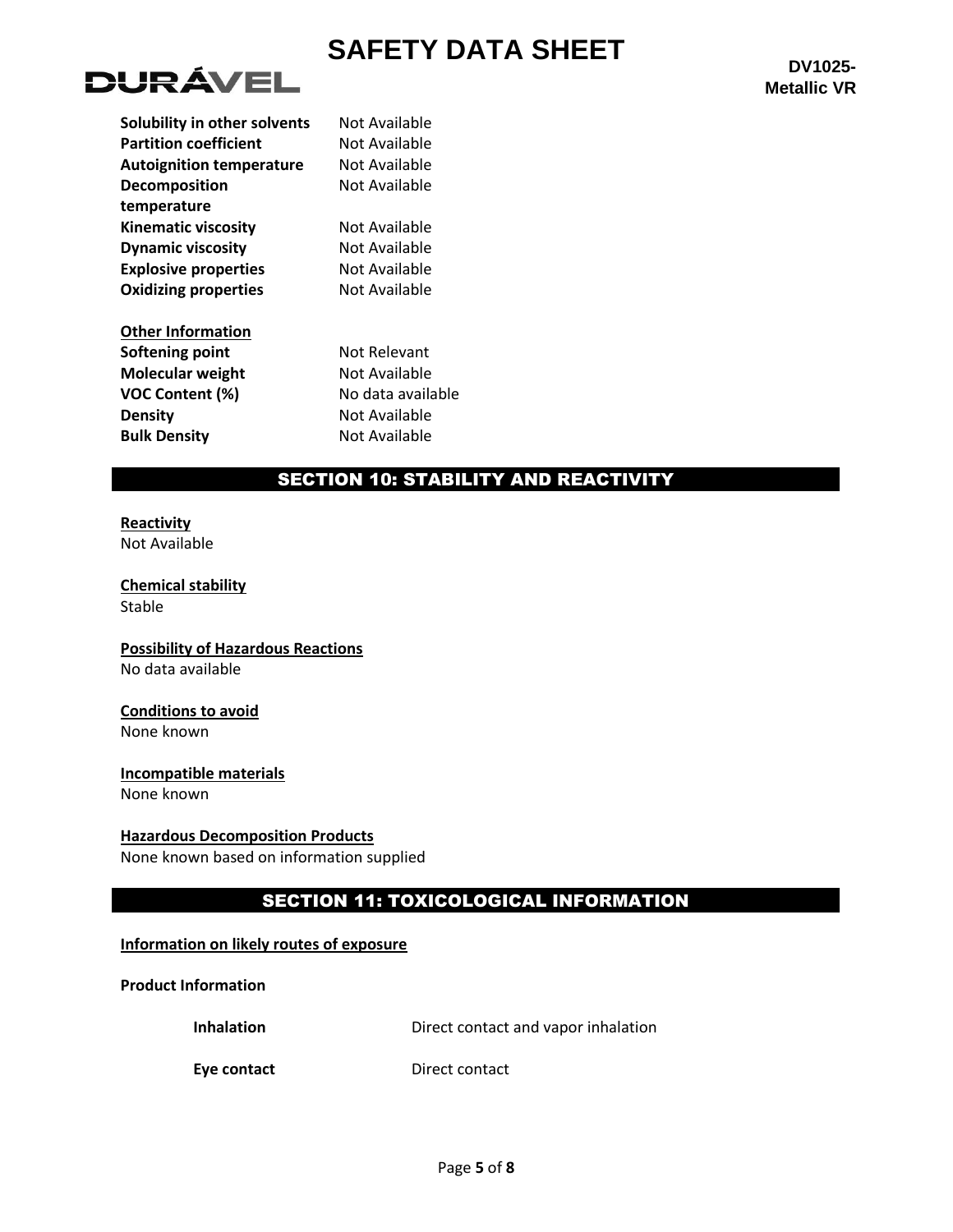| | |
|---|---|
| **Solubility in other solvents** | Not Available |
| **Partition coefficient** | Not Available |
| **Autoignition temperature** | Not Available |
| **Decomposition temperature** | Not Available |
| **Kinematic viscosity** | Not Available |
| **Dynamic viscosity** | Not Available |
| **Explosive properties** | Not Available |
| **Oxidizing properties** | Not Available |

**Other Information**

| | |
|---|---|
| **Softening point** | Not Relevant |
| **Molecular weight** | Not Available |
| **VOC Content (%)** | No data available |
| **Density** | Not Available |
| **Bulk Density** | Not Available |

## SECTION 10: STABILITY AND REACTIVITY

**Reactivity**
Not Available

**Chemical stability**
Stable

**Possibility of Hazardous Reactions**
No data available

**Conditions to avoid**
None known

**Incompatible materials**
None known

**Hazardous Decomposition Products**
None known based on information supplied

## SECTION 11: TOXICOLOGICAL INFORMATION

**Information on likely routes of exposure**

**Product Information**

| | |
|---|---|
| **Inhalation** | Direct contact and vapor inhalation |
| **Eye contact** | Direct contact |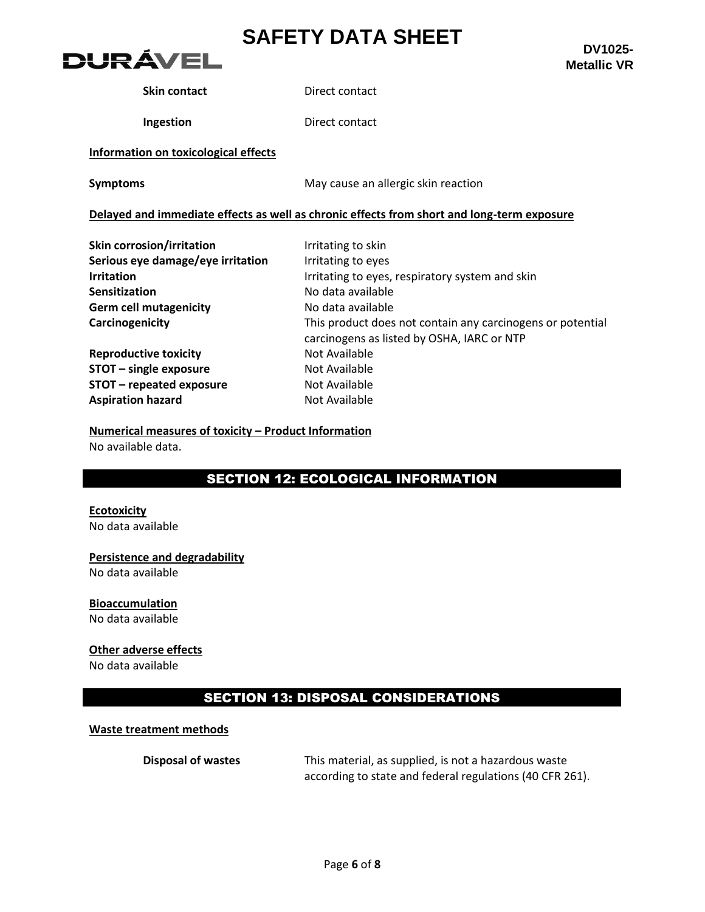**Skin contact** Direct contact

**Ingestion** Direct contact

**Information on toxicological effects**

**Symptoms** May cause an allergic skin reaction

**Delayed and immediate effects as well as chronic effects from short and long-term exposure**

| | |
|---|---|
| **Skin corrosion/irritation** | Irritating to skin |
| **Serious eye damage/eye irritation** | Irritating to eyes |
| **Irritation** | Irritating to eyes, respiratory system and skin |
| **Sensitization** | No data available |
| **Germ cell mutagenicity** | No data available |
| **Carcinogenicity** | This product does not contain any carcinogens or potential carcinogens as listed by OSHA, IARC or NTP |
| **Reproductive toxicity** | Not Available |
| **STOT – single exposure** | Not Available |
| **STOT – repeated exposure** | Not Available |
| **Aspiration hazard** | Not Available |

**Numerical measures of toxicity – Product Information**

No available data.

## SECTION 12: ECOLOGICAL INFORMATION

**Ecotoxicity**

No data available

**Persistence and degradability**

No data available

**Bioaccumulation**

No data available

**Other adverse effects**

No data available

## SECTION 13: DISPOSAL CONSIDERATIONS

**Waste treatment methods**

**Disposal of wastes** This material, as supplied, is not a hazardous waste according to state and federal regulations (40 CFR 261).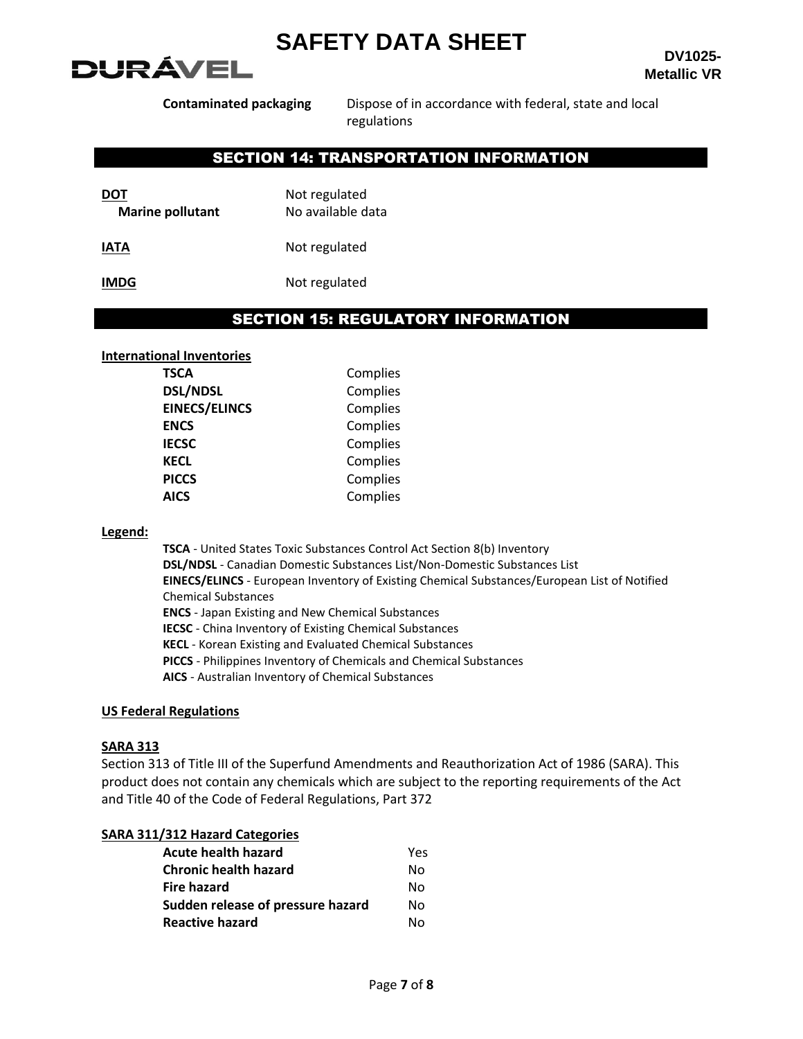| Contaminated packaging | Dispose of in accordance with federal, state and local regulations |
|---|---|

## SECTION 14: TRANSPORTATION INFORMATION

**DOT** Not regulated
**Marine pollutant** No available data

**IATA** Not regulated

**IMDG** Not regulated

## SECTION 15: REGULATORY INFORMATION

**International Inventories**

| | |
|---|---|
| **TSCA** | Complies |
| **DSL/NDSL** | Complies |
| **EINECS/ELINCS** | Complies |
| **ENCS** | Complies |
| **IECSC** | Complies |
| **KECL** | Complies |
| **PICCS** | Complies |
| **AICS** | Complies |

**Legend:**

**TSCA** - United States Toxic Substances Control Act Section 8(b) Inventory
**DSL/NDSL** - Canadian Domestic Substances List/Non-Domestic Substances List
**EINECS/ELINCS** - European Inventory of Existing Chemical Substances/European List of Notified Chemical Substances
**ENCS** - Japan Existing and New Chemical Substances
**IECSC** - China Inventory of Existing Chemical Substances
**KECL** - Korean Existing and Evaluated Chemical Substances
**PICCS** - Philippines Inventory of Chemicals and Chemical Substances
**AICS** - Australian Inventory of Chemical Substances

**US Federal Regulations**

**SARA 313**
Section 313 of Title III of the Superfund Amendments and Reauthorization Act of 1986 (SARA). This product does not contain any chemicals which are subject to the reporting requirements of the Act and Title 40 of the Code of Federal Regulations, Part 372

**SARA 311/312 Hazard Categories**

| | |
|---|---|
| **Acute health hazard** | Yes |
| **Chronic health hazard** | No |
| **Fire hazard** | No |
| **Sudden release of pressure hazard** | No |
| **Reactive hazard** | No |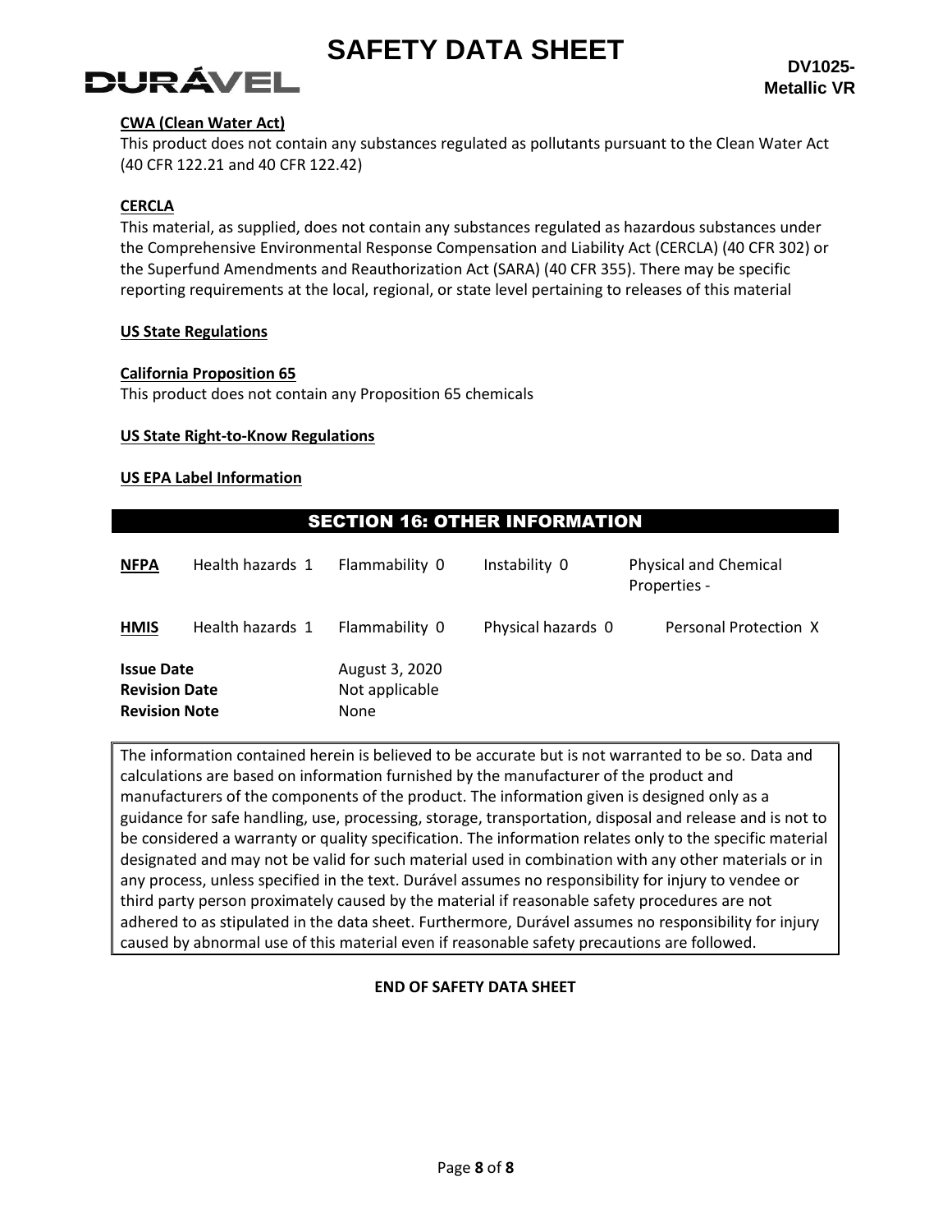**CWA (Clean Water Act)**

This product does not contain any substances regulated as pollutants pursuant to the Clean Water Act (40 CFR 122.21 and 40 CFR 122.42)

**CERCLA**

This material, as supplied, does not contain any substances regulated as hazardous substances under the Comprehensive Environmental Response Compensation and Liability Act (CERCLA) (40 CFR 302) or the Superfund Amendments and Reauthorization Act (SARA) (40 CFR 355). There may be specific reporting requirements at the local, regional, or state level pertaining to releases of this material

**US State Regulations**

**California Proposition 65**

This product does not contain any Proposition 65 chemicals

**US State Right-to-Know Regulations**

**US EPA Label Information**

## SECTION 16: OTHER INFORMATION

| | | | | |
|---|---|---|---|---|
| **NFPA** | Health hazards 1 | Flammability 0 | Instability 0 | Physical and Chemical Properties - |
| **HMIS** | Health hazards 1 | Flammability 0 | Physical hazards 0 | Personal Protection X |

**Issue Date** August 3, 2020
**Revision Date** Not applicable
**Revision Note** None

The information contained herein is believed to be accurate but is not warranted to be so. Data and calculations are based on information furnished by the manufacturer of the product and manufacturers of the components of the product. The information given is designed only as a guidance for safe handling, use, processing, storage, transportation, disposal and release and is not to be considered a warranty or quality specification. The information relates only to the specific material designated and may not be valid for such material used in combination with any other materials or in any process, unless specified in the text. Durável assumes no responsibility for injury to vendee or third party person proximately caused by the material if reasonable safety procedures are not adhered to as stipulated in the data sheet. Furthermore, Durável assumes no responsibility for injury caused by abnormal use of this material even if reasonable safety precautions are followed.

**END OF SAFETY DATA SHEET**